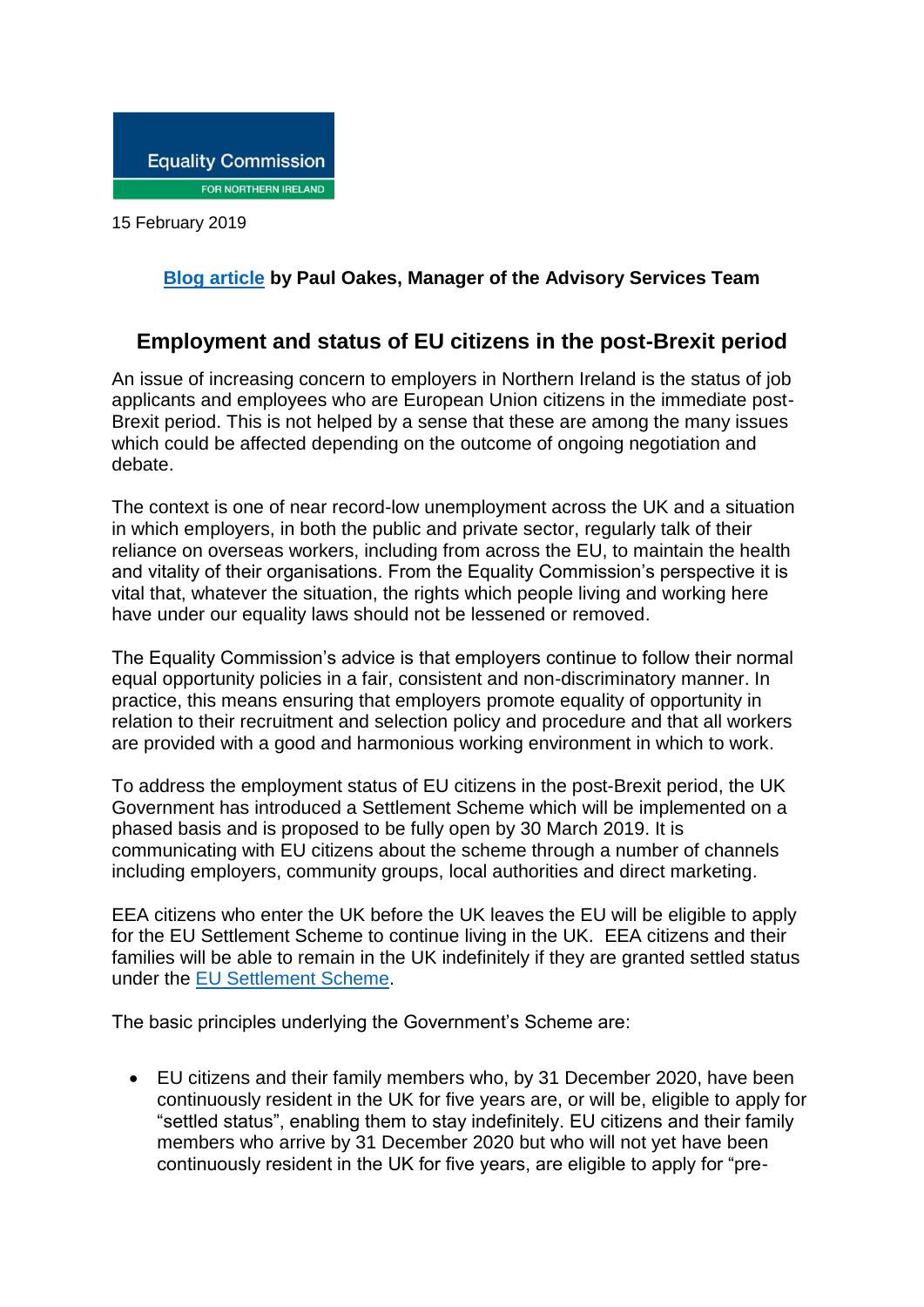Equality Commission

FOR NORTHERN IRELAND

15 February 2019

**Blog article by Paul Oakes, Manager of the Advisory Services Team**

## Employment and status of EU citizens in the post-Brexit period

An issue of increasing concern to employers in Northern Ireland is the status of job applicants and employees who are European Union citizens in the immediate post-Brexit period. This is not helped by a sense that these are among the many issues which could be affected depending on the outcome of ongoing negotiation and debate.

The context is one of near record-low unemployment across the UK and a situation in which employers, in both the public and private sector, regularly talk of their reliance on overseas workers, including from across the EU, to maintain the health and vitality of their organisations. From the Equality Commission's perspective it is vital that, whatever the situation, the rights which people living and working here have under our equality laws should not be lessened or removed.

The Equality Commission's advice is that employers continue to follow their normal equal opportunity policies in a fair, consistent and non-discriminatory manner. In practice, this means ensuring that employers promote equality of opportunity in relation to their recruitment and selection policy and procedure and that all workers are provided with a good and harmonious working environment in which to work.

To address the employment status of EU citizens in the post-Brexit period, the UK Government has introduced a Settlement Scheme which will be implemented on a phased basis and is proposed to be fully open by 30 March 2019. It is communicating with EU citizens about the scheme through a number of channels including employers, community groups, local authorities and direct marketing.

EEA citizens who enter the UK before the UK leaves the EU will be eligible to apply for the EU Settlement Scheme to continue living in the UK. EEA citizens and their families will be able to remain in the UK indefinitely if they are granted settled status under the EU Settlement Scheme.

The basic principles underlying the Government's Scheme are:

- EU citizens and their family members who, by 31 December 2020, have been continuously resident in the UK for five years are, or will be, eligible to apply for "settled status", enabling them to stay indefinitely. EU citizens and their family members who arrive by 31 December 2020 but who will not yet have been continuously resident in the UK for five years, are eligible to apply for "pre-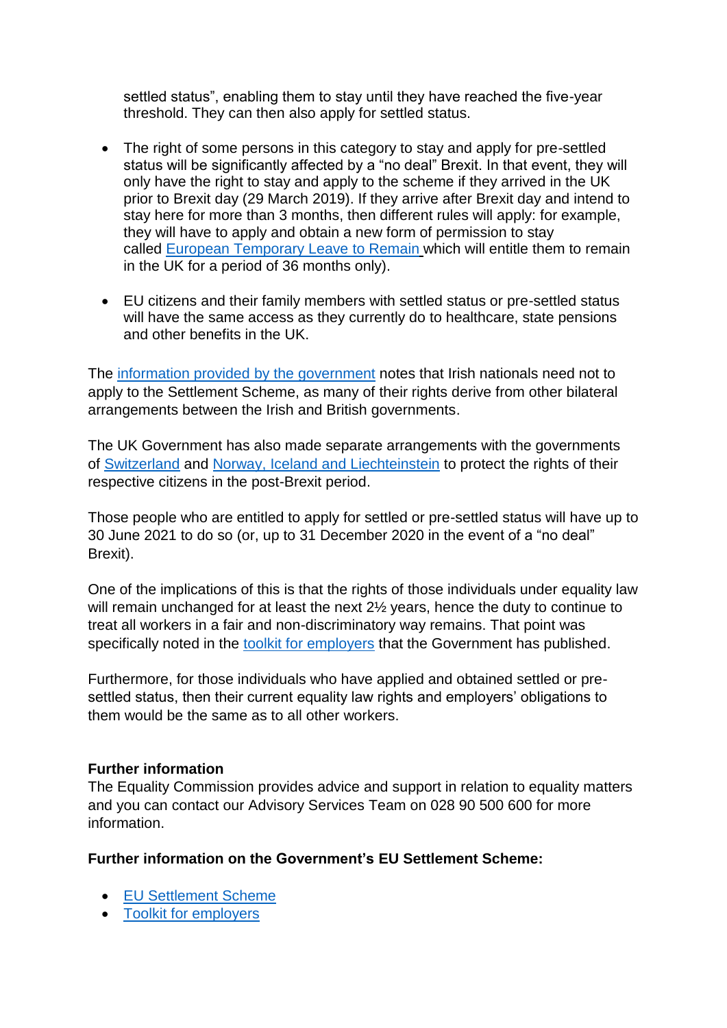settled status", enabling them to stay until they have reached the five-year threshold. They can then also apply for settled status.

- The right of some persons in this category to stay and apply for pre-settled status will be significantly affected by a "no deal" Brexit. In that event, they will only have the right to stay and apply to the scheme if they arrived in the UK prior to Brexit day (29 March 2019). If they arrive after Brexit day and intend to stay here for more than 3 months, then different rules will apply: for example, they will have to apply and obtain a new form of permission to stay called European Temporary Leave to Remain which will entitle them to remain in the UK for a period of 36 months only).

- EU citizens and their family members with settled status or pre-settled status will have the same access as they currently do to healthcare, state pensions and other benefits in the UK.

The information provided by the government notes that Irish nationals need not to apply to the Settlement Scheme, as many of their rights derive from other bilateral arrangements between the Irish and British governments.

The UK Government has also made separate arrangements with the governments of Switzerland and Norway, Iceland and Liechtenstein to protect the rights of their respective citizens in the post-Brexit period.

Those people who are entitled to apply for settled or pre-settled status will have up to 30 June 2021 to do so (or, up to 31 December 2020 in the event of a "no deal" Brexit).

One of the implications of this is that the rights of those individuals under equality law will remain unchanged for at least the next 2½ years, hence the duty to continue to treat all workers in a fair and non-discriminatory way remains. That point was specifically noted in the toolkit for employers that the Government has published.

Furthermore, for those individuals who have applied and obtained settled or pre-settled status, then their current equality law rights and employers' obligations to them would be the same as to all other workers.

**Further information**

The Equality Commission provides advice and support in relation to equality matters and you can contact our Advisory Services Team on 028 90 500 600 for more information.

**Further information on the Government's EU Settlement Scheme:**

- EU Settlement Scheme
- Toolkit for employers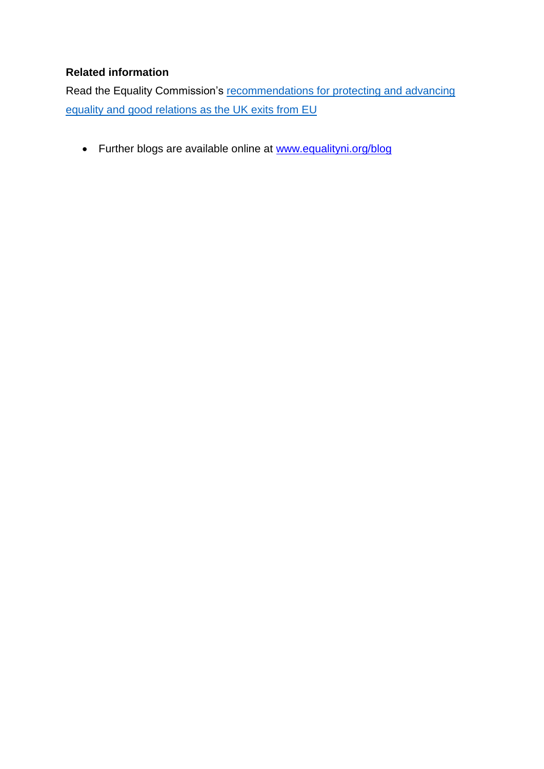**Related information**

Read the Equality Commission's recommendations for protecting and advancing equality and good relations as the UK exits from EU

- Further blogs are available online at www.equalityni.org/blog